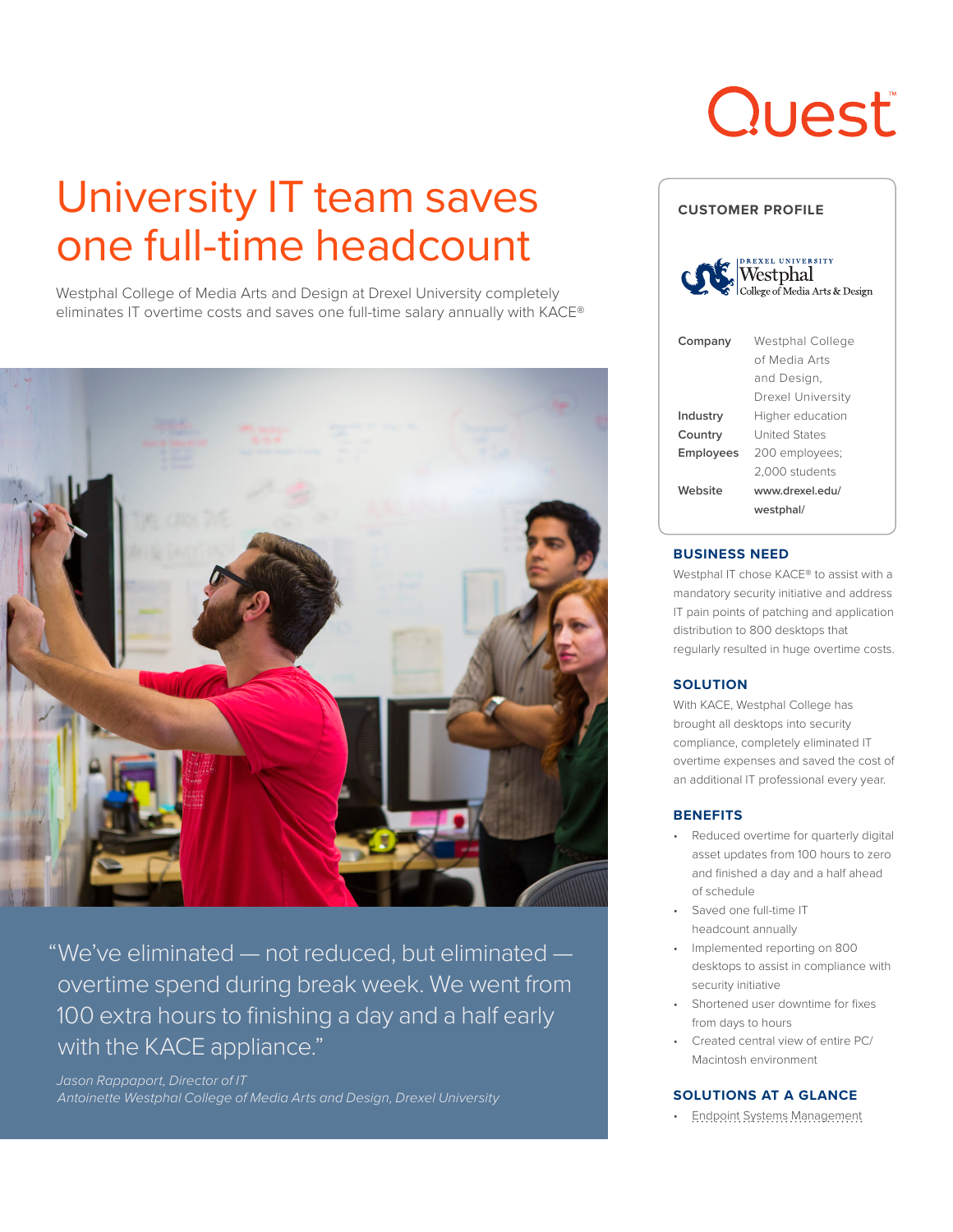# University IT team saves one full-time headcount

Westphal College of Media Arts and Design at Drexel University completely eliminates IT overtime costs and saves one full-time salary annually with KACE®

> "We've eliminated — not reduced, but eliminated — overtime spend during break week. We went from 100 extra hours to finishing a day and a half early with the KACE appliance."
>
> *Jason Rappaport, Director of IT*
> *Antoinette Westphal College of Media Arts and Design, Drexel University*

## CUSTOMER PROFILE

| | |
|---|---|
| **Company** | Westphal College of Media Arts and Design, Drexel University |
| **Industry** | Higher education |
| **Country** | United States |
| **Employees** | 200 employees; 2,000 students |
| **Website** | www.drexel.edu/westphal/ |

## BUSINESS NEED

Westphal IT chose KACE® to assist with a mandatory security initiative and address IT pain points of patching and application distribution to 800 desktops that regularly resulted in huge overtime costs.

## SOLUTION

With KACE, Westphal College has brought all desktops into security compliance, completely eliminated IT overtime expenses and saved the cost of an additional IT professional every year.

## BENEFITS

- Reduced overtime for quarterly digital asset updates from 100 hours to zero and finished a day and a half ahead of schedule
- Saved one full-time IT headcount annually
- Implemented reporting on 800 desktops to assist in compliance with security initiative
- Shortened user downtime for fixes from days to hours
- Created central view of entire PC/Macintosh environment

## SOLUTIONS AT A GLANCE

- Endpoint Systems Management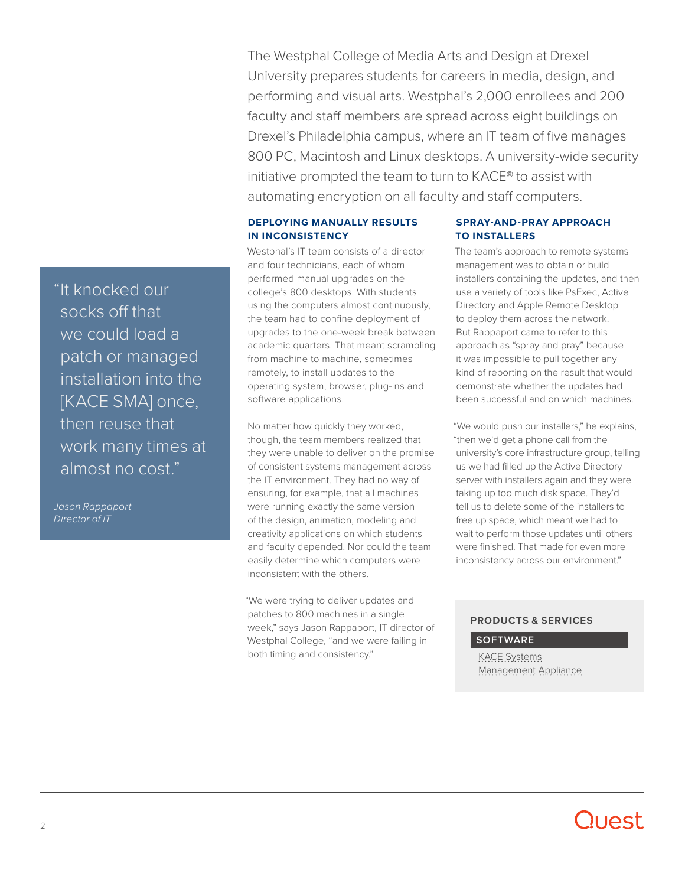The Westphal College of Media Arts and Design at Drexel University prepares students for careers in media, design, and performing and visual arts. Westphal's 2,000 enrollees and 200 faculty and staff members are spread across eight buildings on Drexel's Philadelphia campus, where an IT team of five manages 800 PC, Macintosh and Linux desktops. A university-wide security initiative prompted the team to turn to KACE® to assist with automating encryption on all faculty and staff computers.

> "It knocked our socks off that we could load a patch or managed installation into the [KACE SMA] once, then reuse that work many times at almost no cost."
>
> *Jason Rappaport*
> *Director of IT*

## DEPLOYING MANUALLY RESULTS IN INCONSISTENCY

Westphal's IT team consists of a director and four technicians, each of whom performed manual upgrades on the college's 800 desktops. With students using the computers almost continuously, the team had to confine deployment of upgrades to the one-week break between academic quarters. That meant scrambling from machine to machine, sometimes remotely, to install updates to the operating system, browser, plug-ins and software applications.

No matter how quickly they worked, though, the team members realized that they were unable to deliver on the promise of consistent systems management across the IT environment. They had no way of ensuring, for example, that all machines were running exactly the same version of the design, animation, modeling and creativity applications on which students and faculty depended. Nor could the team easily determine which computers were inconsistent with the others.

"We were trying to deliver updates and patches to 800 machines in a single week," says Jason Rappaport, IT director of Westphal College, "and we were failing in both timing and consistency."

## SPRAY-AND-PRAY APPROACH TO INSTALLERS

The team's approach to remote systems management was to obtain or build installers containing the updates, and then use a variety of tools like PsExec, Active Directory and Apple Remote Desktop to deploy them across the network. But Rappaport came to refer to this approach as "spray and pray" because it was impossible to pull together any kind of reporting on the result that would demonstrate whether the updates had been successful and on which machines.

"We would push our installers," he explains, "then we'd get a phone call from the university's core infrastructure group, telling us we had filled up the Active Directory server with installers again and they were taking up too much disk space. They'd tell us to delete some of the installers to free up space, which meant we had to wait to perform those updates until others were finished. That made for even more inconsistency across our environment."

**PRODUCTS & SERVICES**

**SOFTWARE**

KACE Systems Management Appliance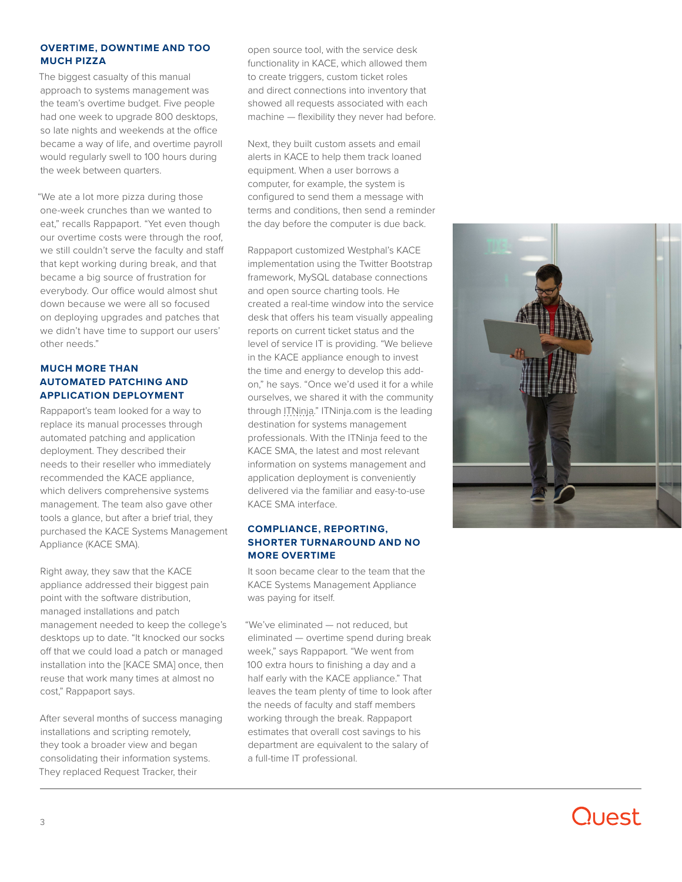### OVERTIME, DOWNTIME AND TOO MUCH PIZZA

The biggest casualty of this manual approach to systems management was the team's overtime budget. Five people had one week to upgrade 800 desktops, so late nights and weekends at the office became a way of life, and overtime payroll would regularly swell to 100 hours during the week between quarters.

"We ate a lot more pizza during those one-week crunches than we wanted to eat," recalls Rappaport. "Yet even though our overtime costs were through the roof, we still couldn't serve the faculty and staff that kept working during break, and that became a big source of frustration for everybody. Our office would almost shut down because we were all so focused on deploying upgrades and patches that we didn't have time to support our users' other needs."

### MUCH MORE THAN AUTOMATED PATCHING AND APPLICATION DEPLOYMENT

Rappaport's team looked for a way to replace its manual processes through automated patching and application deployment. They described their needs to their reseller who immediately recommended the KACE appliance, which delivers comprehensive systems management. The team also gave other tools a glance, but after a brief trial, they purchased the KACE Systems Management Appliance (KACE SMA).

Right away, they saw that the KACE appliance addressed their biggest pain point with the software distribution, managed installations and patch management needed to keep the college's desktops up to date. "It knocked our socks off that we could load a patch or managed installation into the [KACE SMA] once, then reuse that work many times at almost no cost," Rappaport says.

After several months of success managing installations and scripting remotely, they took a broader view and began consolidating their information systems. They replaced Request Tracker, their open source tool, with the service desk functionality in KACE, which allowed them to create triggers, custom ticket roles and direct connections into inventory that showed all requests associated with each machine — flexibility they never had before.

Next, they built custom assets and email alerts in KACE to help them track loaned equipment. When a user borrows a computer, for example, the system is configured to send them a message with terms and conditions, then send a reminder the day before the computer is due back.

Rappaport customized Westphal's KACE implementation using the Twitter Bootstrap framework, MySQL database connections and open source charting tools. He created a real-time window into the service desk that offers his team visually appealing reports on current ticket status and the level of service IT is providing. "We believe in the KACE appliance enough to invest the time and energy to develop this add-on," he says. "Once we'd used it for a while ourselves, we shared it with the community through ITNinja." ITNinja.com is the leading destination for systems management professionals. With the ITNinja feed to the KACE SMA, the latest and most relevant information on systems management and application deployment is conveniently delivered via the familiar and easy-to-use KACE SMA interface.

### COMPLIANCE, REPORTING, SHORTER TURNAROUND AND NO MORE OVERTIME

It soon became clear to the team that the KACE Systems Management Appliance was paying for itself.

"We've eliminated — not reduced, but eliminated — overtime spend during break week," says Rappaport. "We went from 100 extra hours to finishing a day and a half early with the KACE appliance." That leaves the team plenty of time to look after the needs of faculty and staff members working through the break. Rappaport estimates that overall cost savings to his department are equivalent to the salary of a full-time IT professional.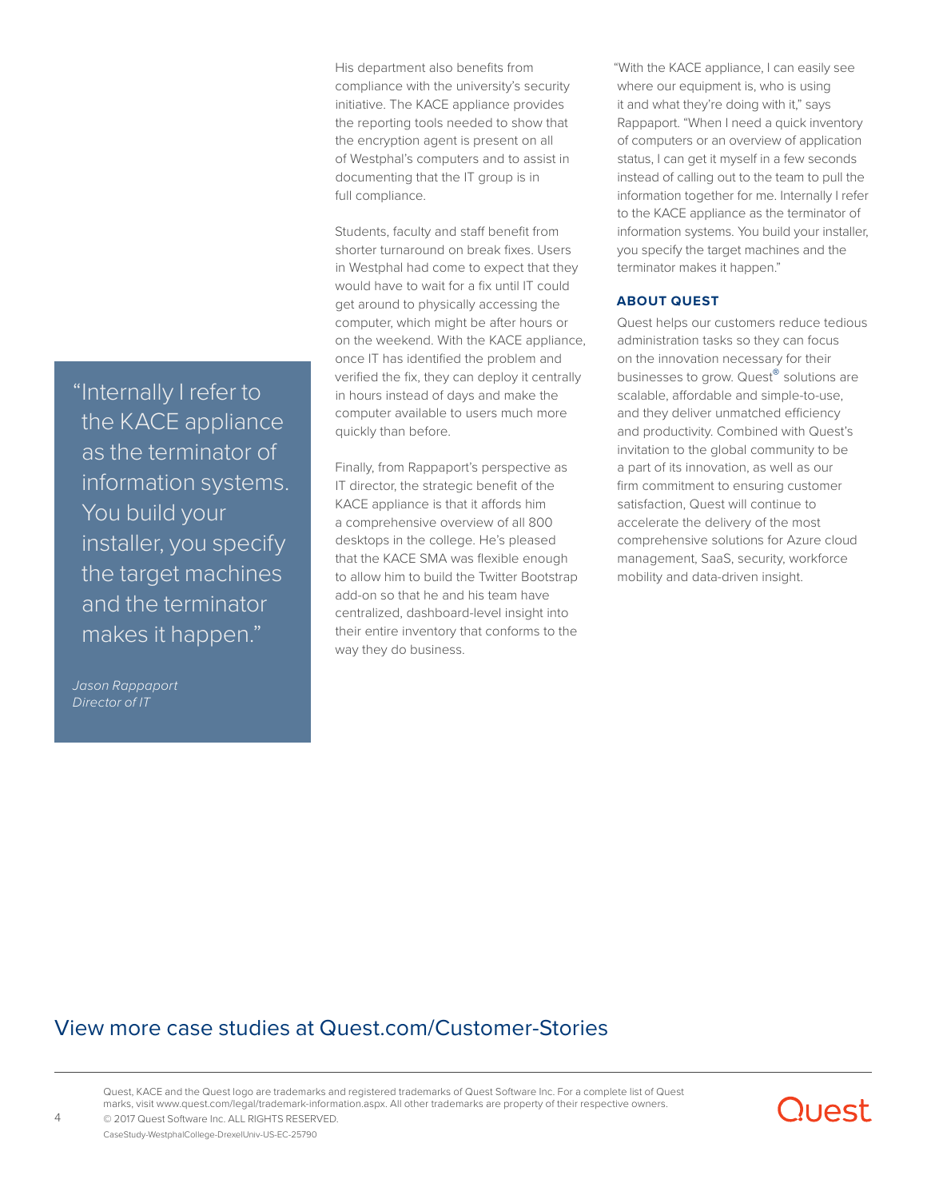> "Internally I refer to the KACE appliance as the terminator of information systems. You build your installer, you specify the target machines and the terminator makes it happen."
>
> *Jason Rappaport*
> *Director of IT*

His department also benefits from compliance with the university's security initiative. The KACE appliance provides the reporting tools needed to show that the encryption agent is present on all of Westphal's computers and to assist in documenting that the IT group is in full compliance.

Students, faculty and staff benefit from shorter turnaround on break fixes. Users in Westphal had come to expect that they would have to wait for a fix until IT could get around to physically accessing the computer, which might be after hours or on the weekend. With the KACE appliance, once IT has identified the problem and verified the fix, they can deploy it centrally in hours instead of days and make the computer available to users much more quickly than before.

Finally, from Rappaport's perspective as IT director, the strategic benefit of the KACE appliance is that it affords him a comprehensive overview of all 800 desktops in the college. He's pleased that the KACE SMA was flexible enough to allow him to build the Twitter Bootstrap add-on so that he and his team have centralized, dashboard-level insight into their entire inventory that conforms to the way they do business.

"With the KACE appliance, I can easily see where our equipment is, who is using it and what they're doing with it," says Rappaport. "When I need a quick inventory of computers or an overview of application status, I can get it myself in a few seconds instead of calling out to the team to pull the information together for me. Internally I refer to the KACE appliance as the terminator of information systems. You build your installer, you specify the target machines and the terminator makes it happen."

## ABOUT QUEST

Quest helps our customers reduce tedious administration tasks so they can focus on the innovation necessary for their businesses to grow. Quest® solutions are scalable, affordable and simple-to-use, and they deliver unmatched efficiency and productivity. Combined with Quest's invitation to the global community to be a part of its innovation, as well as our firm commitment to ensuring customer satisfaction, Quest will continue to accelerate the delivery of the most comprehensive solutions for Azure cloud management, SaaS, security, workforce mobility and data-driven insight.

## View more case studies at Quest.com/Customer-Stories

Quest, KACE and the Quest logo are trademarks and registered trademarks of Quest Software Inc. For a complete list of Quest marks, visit www.quest.com/legal/trademark-information.aspx. All other trademarks are property of their respective owners.

© 2017 Quest Software Inc. ALL RIGHTS RESERVED.

CaseStudy-WestphalCollege-DrexelUniv-US-EC-25790

Quest